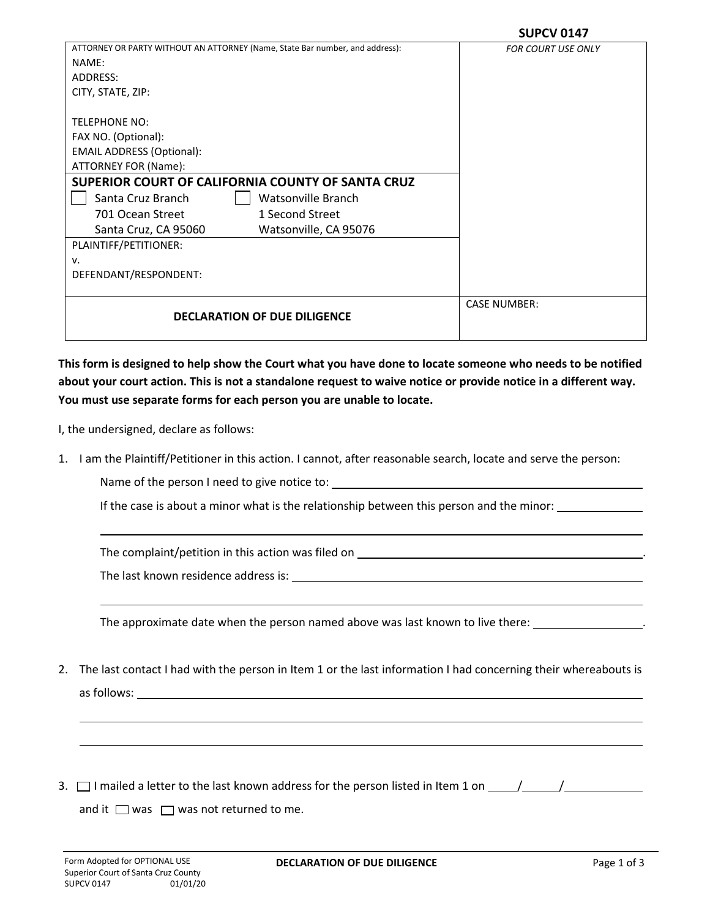SUPCV 0147

| ATTORNEY OR PARTY WITHOUT AN ATTORNEY (Name, State Bar number, and address):<br>NAME:<br>ADDRESS:<br>CITY, STATE, ZIP:<br><br>TELEPHONE NO:<br>FAX NO. (Optional):<br>EMAIL ADDRESS (Optional):<br>ATTORNEY FOR (Name): | *FOR COURT USE ONLY* |
|---|---|
| **SUPERIOR COURT OF CALIFORNIA COUNTY OF SANTA CRUZ**<br>☐ Santa Cruz Branch, 701 Ocean Street, Santa Cruz, CA 95060<br>☐ Watsonville Branch, 1 Second Street, Watsonville, CA 95076 | |
| PLAINTIFF/PETITIONER:<br>v.<br>DEFENDANT/RESPONDENT: | |
| **DECLARATION OF DUE DILIGENCE** | CASE NUMBER: |

**This form is designed to help show the Court what you have done to locate someone who needs to be notified about your court action. This is not a standalone request to waive notice or provide notice in a different way. You must use separate forms for each person you are unable to locate.**

I, the undersigned, declare as follows:

1. I am the Plaintiff/Petitioner in this action. I cannot, after reasonable search, locate and serve the person:

   Name of the person I need to give notice to: ____________________

   If the case is about a minor what is the relationship between this person and the minor: ____________________

   ____________________

   The complaint/petition in this action was filed on ____________________.

   The last known residence address is: ____________________

   ____________________

   The approximate date when the person named above was last known to live there: ____________________.

2. The last contact I had with the person in Item 1 or the last information I had concerning their whereabouts is as follows: ____________________

   ____________________

   ____________________

3. ☐ I mailed a letter to the last known address for the person listed in Item 1 on _____/_____/__________ and it ☐ was ☐ was not returned to me.

Form Adopted for OPTIONAL USE
Superior Court of Santa Cruz County
SUPCV 0147 01/01/20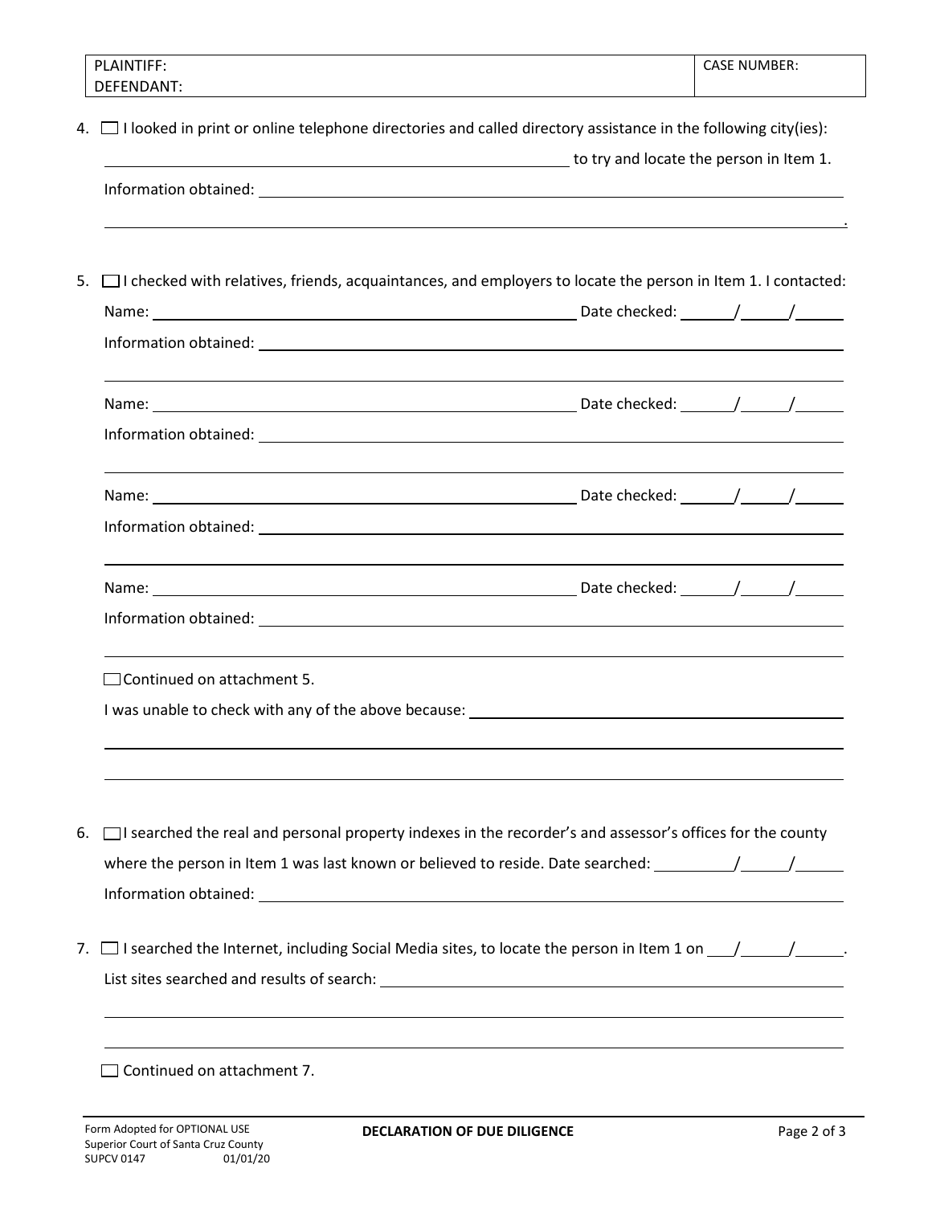| PLAINTIFF: | CASE NUMBER: |
|---|---|
| DEFENDANT: | |

4. ☐ I looked in print or online telephone directories and called directory assistance in the following city(ies):

   ______________________________ to try and locate the person in Item 1.

   Information obtained: ______________________________

   ______________________________.

5. ☐ I checked with relatives, friends, acquaintances, and employers to locate the person in Item 1. I contacted:

   Name: ______________________________ Date checked: ____/____/____

   Information obtained: ______________________________

   ______________________________

   Name: ______________________________ Date checked: ____/____/____

   Information obtained: ______________________________

   ______________________________

   Name: ______________________________ Date checked: ____/____/____

   Information obtained: ______________________________

   ______________________________

   Name: ______________________________ Date checked: ____/____/____

   Information obtained: ______________________________

   ______________________________

   ☐ Continued on attachment 5.

   I was unable to check with any of the above because: ______________________________

   ______________________________

   ______________________________

6. ☐ I searched the real and personal property indexes in the recorder's and assessor's offices for the county where the person in Item 1 was last known or believed to reside. Date searched: ____/____/____

   Information obtained: ______________________________

7. ☐ I searched the Internet, including Social Media sites, to locate the person in Item 1 on ____/____/____.

   List sites searched and results of search: ______________________________

   ______________________________

   ______________________________

   ☐ Continued on attachment 7.

Form Adopted for OPTIONAL USE
Superior Court of Santa Cruz County
SUPCV 0147 01/01/20

**DECLARATION OF DUE DILIGENCE**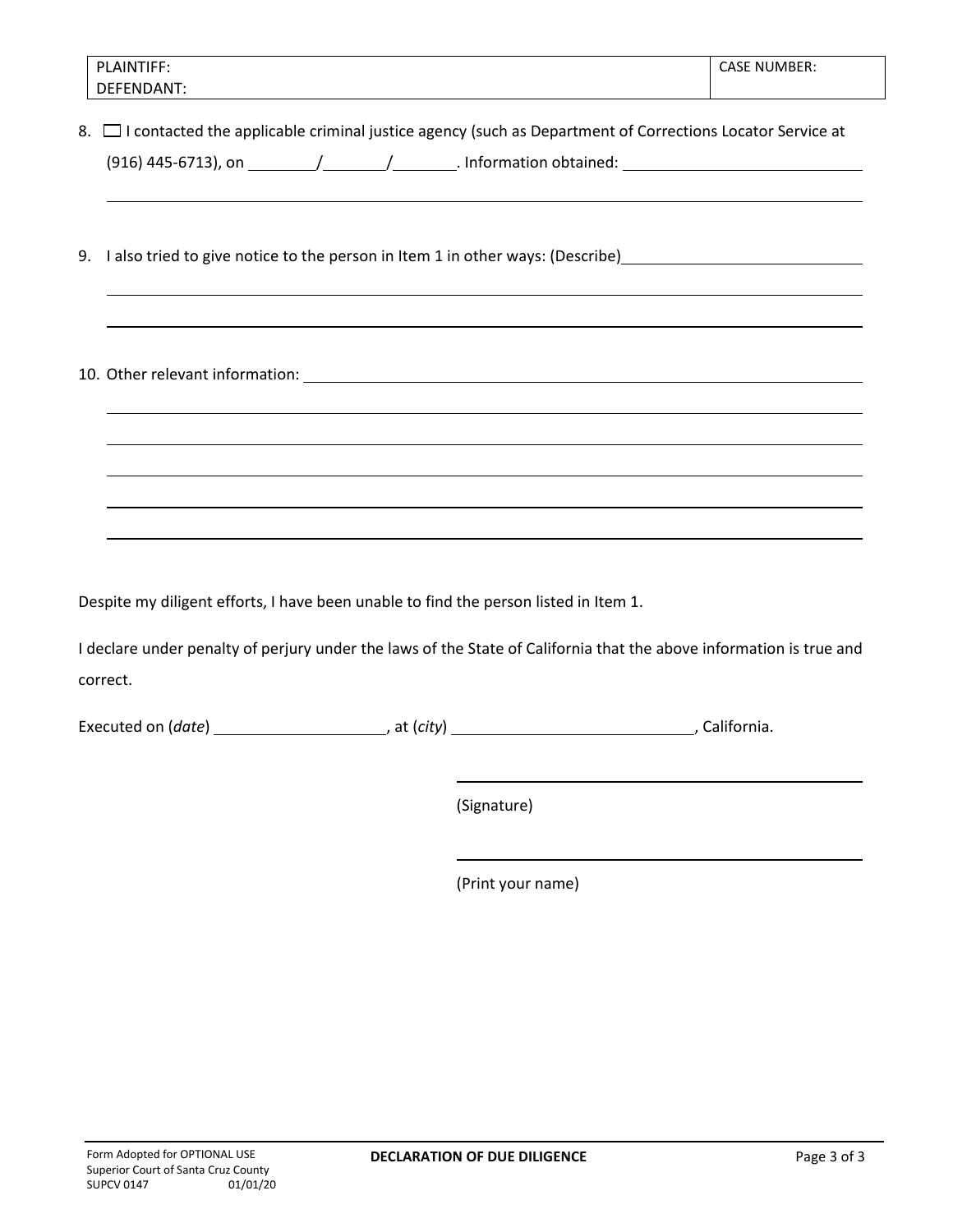| PLAINTIFF: DEFENDANT: | CASE NUMBER: |
|---|---|

8. ☐ I contacted the applicable criminal justice agency (such as Department of Corrections Locator Service at (916) 445-6713), on ______/______/______. Information obtained: ____________________

____________________________________________________________

9. I also tried to give notice to the person in Item 1 in other ways: (Describe) ____________________

____________________________________________________________

____________________________________________________________

10. Other relevant information: ____________________________________________

____________________________________________________________

____________________________________________________________

____________________________________________________________

____________________________________________________________

____________________________________________________________

Despite my diligent efforts, I have been unable to find the person listed in Item 1.

I declare under penalty of perjury under the laws of the State of California that the above information is true and correct.

Executed on (*date*) ____________________, at (*city*) ____________________, California.

____________________________
(Signature)

____________________________
(Print your name)

Form Adopted for OPTIONAL USE
Superior Court of Santa Cruz County
SUPCV 0147 01/01/20

**DECLARATION OF DUE DILIGENCE**